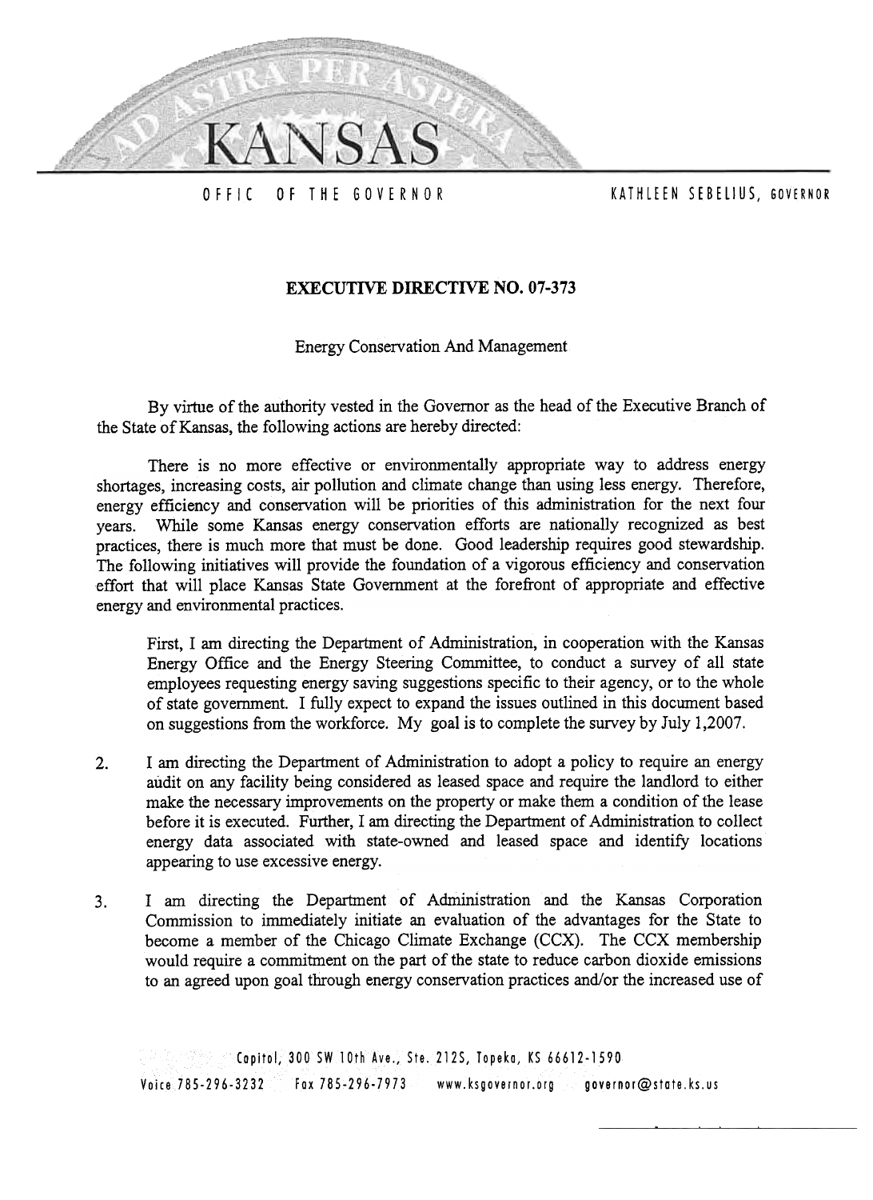KANSAS

OFFIC OF THE GOVERNOR

KATHLEEN SEBELIUS, GOVERNOR

## EXECUTIVE DIRECTIVE NO. 07-373

Energy Conservation And Management

By virtue of the authority vested in the Governor as the head of the Executive Branch of the State of Kansas, the following actions are hereby directed:

There is no more effective or environmentally appropriate way to address energy shortages, increasing costs, air pollution and climate change than using less energy. Therefore, energy efficiency and conservation will be priorities of this administration for the next four years. While some Kansas energy conservation efforts are nationally recognized as best practices, there is much more that must be done. Good leadership requires good stewardship. The following initiatives will provide the foundation of a vigorous efficiency and conservation effort that will place Kansas State Government at the forefront of appropriate and effective energy and environmental practices.

First, I am directing the Department of Administration, in cooperation with the Kansas Energy Office and the Energy Steering Committee, to conduct a survey of all state employees requesting energy saving suggestions specific to their agency, or to the whole of state government. I fully expect to expand the issues outlined in this document based on suggestions from the workforce. My goal is to complete the survey by July 1,2007.

2. I am directing the Department of Administration to adopt a policy to require an energy audit on any facility being considered as leased space and require the landlord to either make the necessary improvements on the property or make them a condition of the lease before it is executed. Further, I am directing the Department of Administration to collect energy data associated with state-owned and leased space and identify locations appearing to use excessive energy.

3. I am directing the Department of Administration and the Kansas Corporation Commission to immediately initiate an evaluation of the advantages for the State to become a member of the Chicago Climate Exchange (CCX). The CCX membership would require a commitment on the part of the state to reduce carbon dioxide emissions to an agreed upon goal through energy conservation practices and/or the increased use of

Capitol, 300 SW 10th Ave., Ste. 212S, Topeka, KS 66612-1590
Voice 785-296-3232 Fax 785-296-7973 www.ksgovernor.org governor@state.ks.us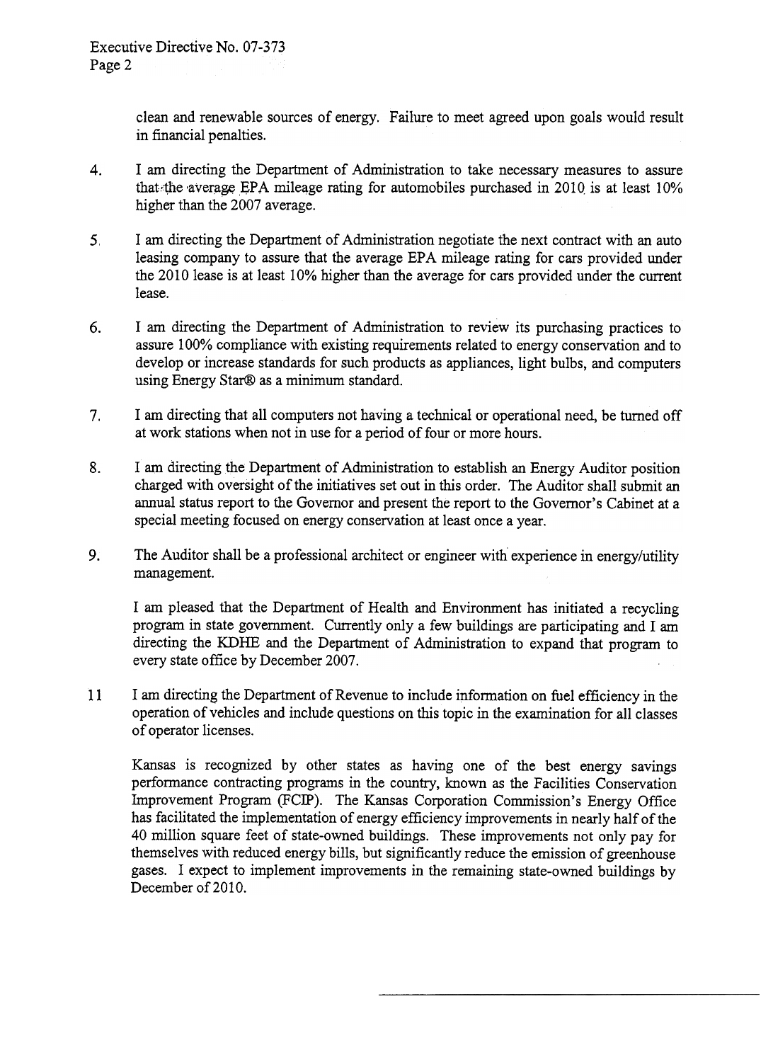clean and renewable sources of energy. Failure to meet agreed upon goals would result in financial penalties.

4. I am directing the Department of Administration to take necessary measures to assure that the average EPA mileage rating for automobiles purchased in 2010 is at least 10% higher than the 2007 average.

5. I am directing the Department of Administration negotiate the next contract with an auto leasing company to assure that the average EPA mileage rating for cars provided under the 2010 lease is at least 10% higher than the average for cars provided under the current lease.

6. I am directing the Department of Administration to review its purchasing practices to assure 100% compliance with existing requirements related to energy conservation and to develop or increase standards for such products as appliances, light bulbs, and computers using Energy Star® as a minimum standard.

7. I am directing that all computers not having a technical or operational need, be turned off at work stations when not in use for a period of four or more hours.

8. I am directing the Department of Administration to establish an Energy Auditor position charged with oversight of the initiatives set out in this order. The Auditor shall submit an annual status report to the Governor and present the report to the Governor's Cabinet at a special meeting focused on energy conservation at least once a year.

9. The Auditor shall be a professional architect or engineer with experience in energy/utility management.

   I am pleased that the Department of Health and Environment has initiated a recycling program in state government. Currently only a few buildings are participating and I am directing the KDHE and the Department of Administration to expand that program to every state office by December 2007.

11 I am directing the Department of Revenue to include information on fuel efficiency in the operation of vehicles and include questions on this topic in the examination for all classes of operator licenses.

   Kansas is recognized by other states as having one of the best energy savings performance contracting programs in the country, known as the Facilities Conservation Improvement Program (FCIP). The Kansas Corporation Commission's Energy Office has facilitated the implementation of energy efficiency improvements in nearly half of the 40 million square feet of state-owned buildings. These improvements not only pay for themselves with reduced energy bills, but significantly reduce the emission of greenhouse gases. I expect to implement improvements in the remaining state-owned buildings by December of 2010.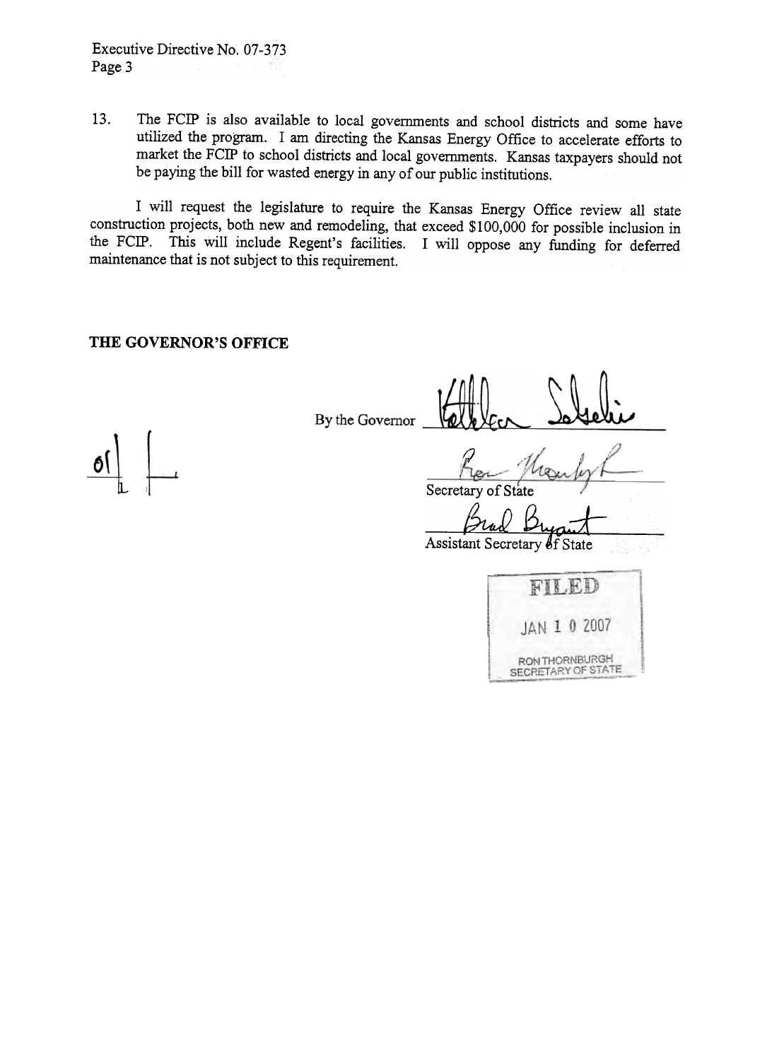13. The FCIP is also available to local governments and school districts and some have utilized the program. I am directing the Kansas Energy Office to accelerate efforts to market the FCIP to school districts and local governments. Kansas taxpayers should not be paying the bill for wasted energy in any of our public institutions.

I will request the legislature to require the Kansas Energy Office review all state construction projects, both new and remodeling, that exceed $100,000 for possible inclusion in the FCIP. This will include Regent's facilities. I will oppose any funding for deferred maintenance that is not subject to this requirement.

**THE GOVERNOR'S OFFICE**

By the Governor Kathleen Sebelius

Ron Thornburgh
Secretary of State

Brad Bryant
Assistant Secretary of State

FILED
JAN 1 0 2007
RON THORNBURGH
SECRETARY OF STATE